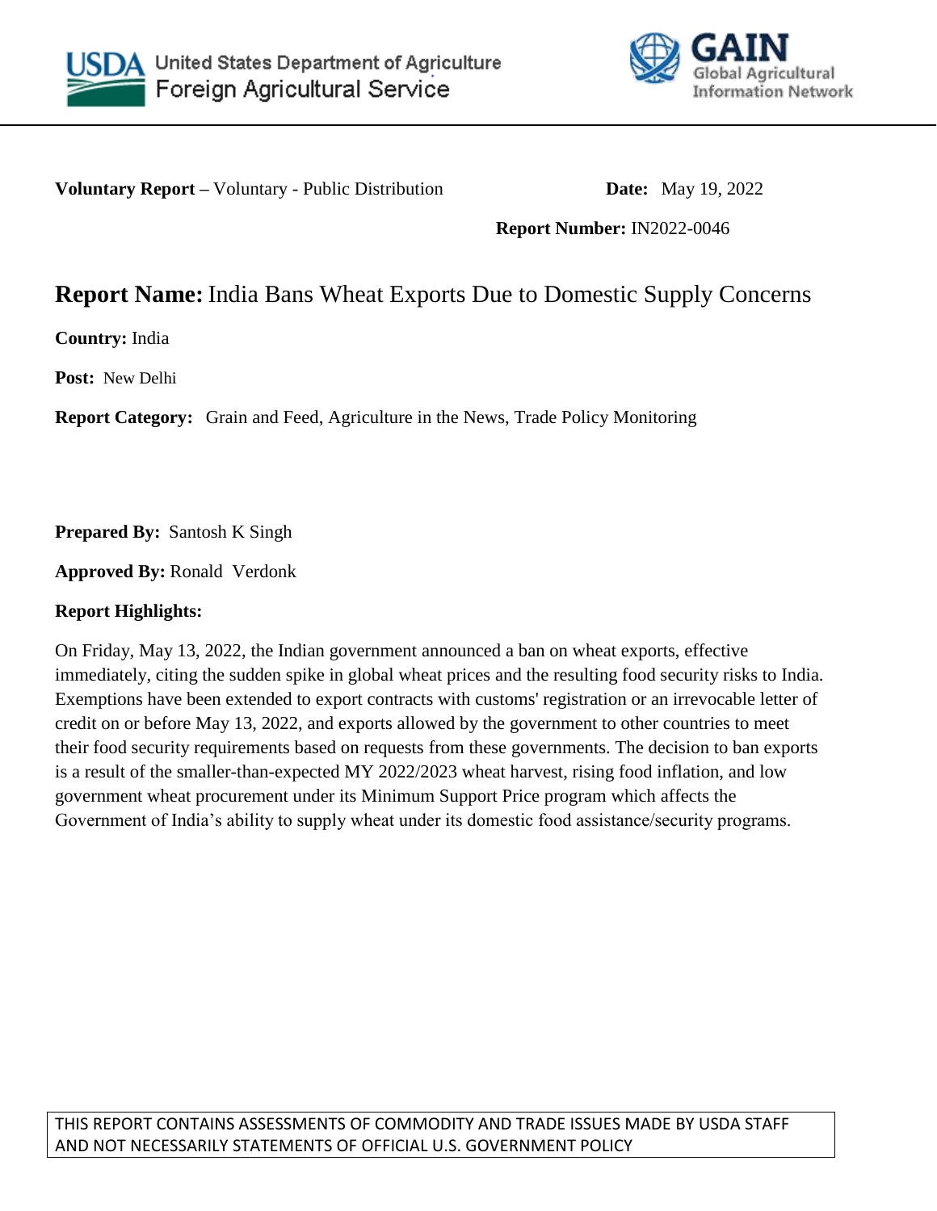United States Department of Agriculture
Foreign Agricultural Service

GAIN
Global Agricultural Information Network

**Voluntary Report –** Voluntary - Public Distribution **Date:** May 19, 2022

**Report Number:** IN2022-0046

# **Report Name:** India Bans Wheat Exports Due to Domestic Supply Concerns

**Country:** India

**Post:** New Delhi

**Report Category:** Grain and Feed, Agriculture in the News, Trade Policy Monitoring

**Prepared By:** Santosh K Singh

**Approved By:** Ronald Verdonk

**Report Highlights:**

On Friday, May 13, 2022, the Indian government announced a ban on wheat exports, effective immediately, citing the sudden spike in global wheat prices and the resulting food security risks to India. Exemptions have been extended to export contracts with customs' registration or an irrevocable letter of credit on or before May 13, 2022, and exports allowed by the government to other countries to meet their food security requirements based on requests from these governments. The decision to ban exports is a result of the smaller-than-expected MY 2022/2023 wheat harvest, rising food inflation, and low government wheat procurement under its Minimum Support Price program which affects the Government of India's ability to supply wheat under its domestic food assistance/security programs.

THIS REPORT CONTAINS ASSESSMENTS OF COMMODITY AND TRADE ISSUES MADE BY USDA STAFF AND NOT NECESSARILY STATEMENTS OF OFFICIAL U.S. GOVERNMENT POLICY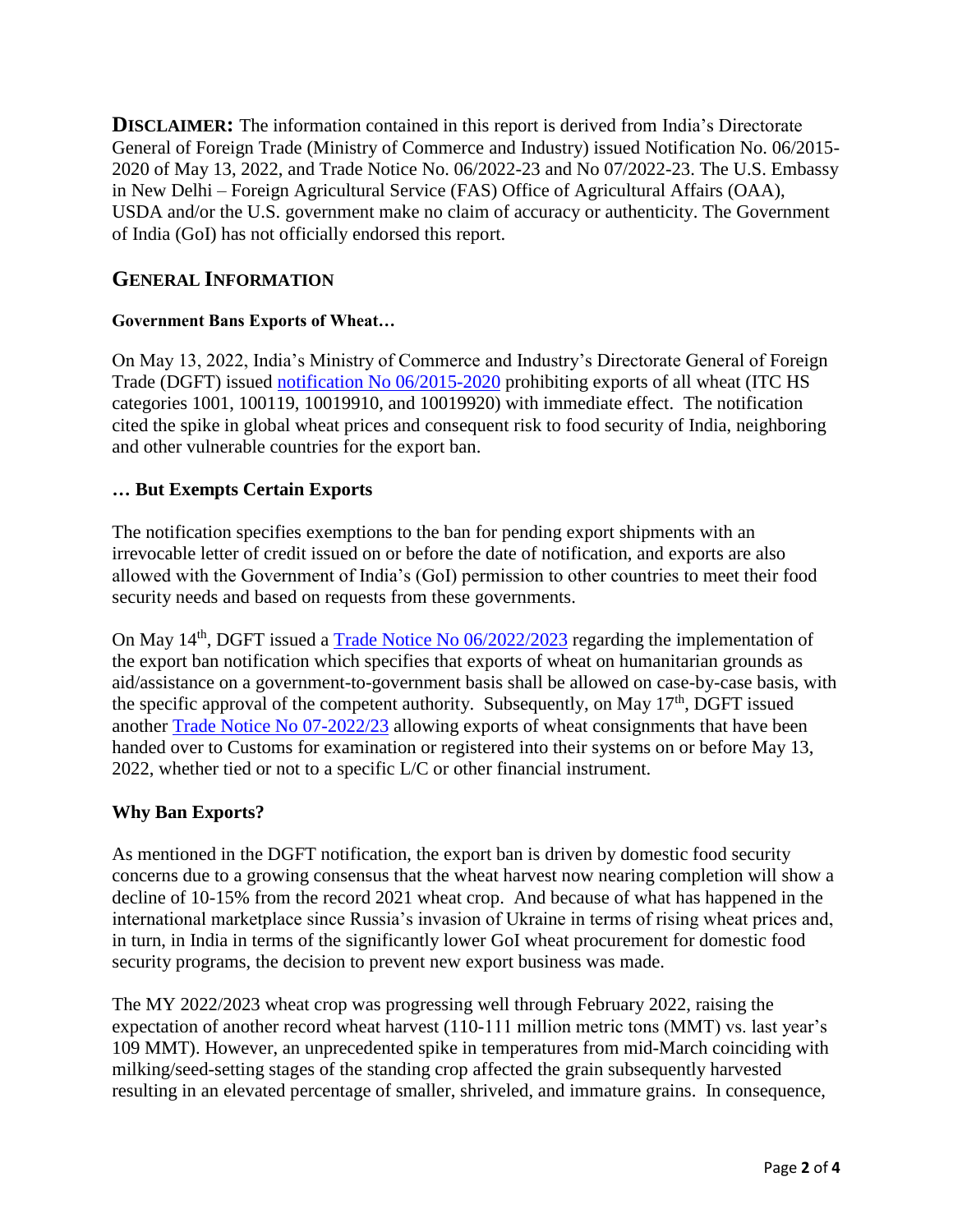**DISCLAIMER:** The information contained in this report is derived from India's Directorate General of Foreign Trade (Ministry of Commerce and Industry) issued Notification No. 06/2015-2020 of May 13, 2022, and Trade Notice No. 06/2022-23 and No 07/2022-23. The U.S. Embassy in New Delhi – Foreign Agricultural Service (FAS) Office of Agricultural Affairs (OAA), USDA and/or the U.S. government make no claim of accuracy or authenticity. The Government of India (GoI) has not officially endorsed this report.

## GENERAL INFORMATION

#### Government Bans Exports of Wheat…

On May 13, 2022, India's Ministry of Commerce and Industry's Directorate General of Foreign Trade (DGFT) issued notification No 06/2015-2020 prohibiting exports of all wheat (ITC HS categories 1001, 100119, 10019910, and 10019920) with immediate effect. The notification cited the spike in global wheat prices and consequent risk to food security of India, neighboring and other vulnerable countries for the export ban.

### … But Exempts Certain Exports

The notification specifies exemptions to the ban for pending export shipments with an irrevocable letter of credit issued on or before the date of notification, and exports are also allowed with the Government of India's (GoI) permission to other countries to meet their food security needs and based on requests from these governments.

On May 14th, DGFT issued a Trade Notice No 06/2022/2023 regarding the implementation of the export ban notification which specifies that exports of wheat on humanitarian grounds as aid/assistance on a government-to-government basis shall be allowed on case-by-case basis, with the specific approval of the competent authority. Subsequently, on May 17th, DGFT issued another Trade Notice No 07-2022/23 allowing exports of wheat consignments that have been handed over to Customs for examination or registered into their systems on or before May 13, 2022, whether tied or not to a specific L/C or other financial instrument.

### Why Ban Exports?

As mentioned in the DGFT notification, the export ban is driven by domestic food security concerns due to a growing consensus that the wheat harvest now nearing completion will show a decline of 10-15% from the record 2021 wheat crop. And because of what has happened in the international marketplace since Russia's invasion of Ukraine in terms of rising wheat prices and, in turn, in India in terms of the significantly lower GoI wheat procurement for domestic food security programs, the decision to prevent new export business was made.

The MY 2022/2023 wheat crop was progressing well through February 2022, raising the expectation of another record wheat harvest (110-111 million metric tons (MMT) vs. last year's 109 MMT). However, an unprecedented spike in temperatures from mid-March coinciding with milking/seed-setting stages of the standing crop affected the grain subsequently harvested resulting in an elevated percentage of smaller, shriveled, and immature grains. In consequence,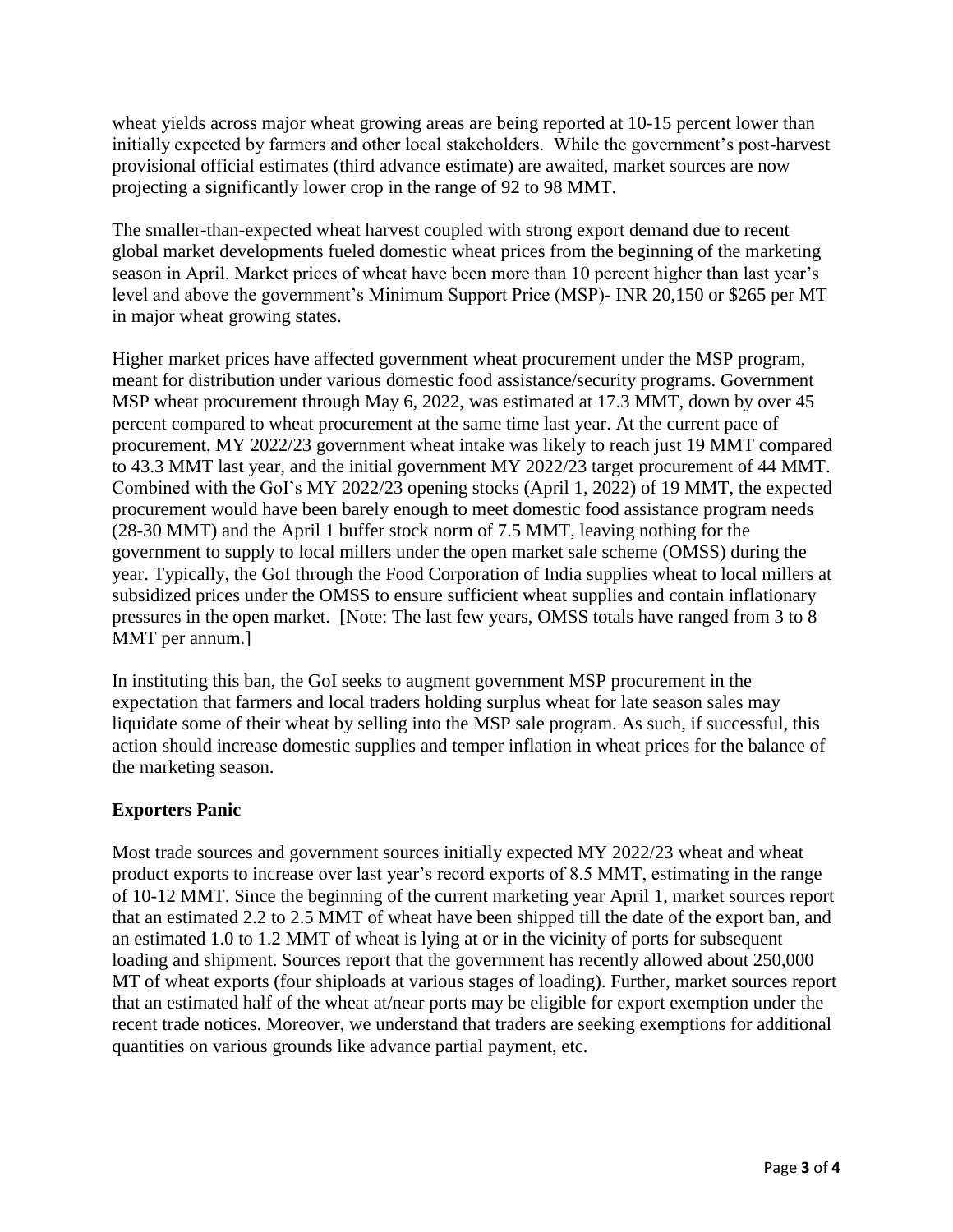wheat yields across major wheat growing areas are being reported at 10-15 percent lower than initially expected by farmers and other local stakeholders. While the government's post-harvest provisional official estimates (third advance estimate) are awaited, market sources are now projecting a significantly lower crop in the range of 92 to 98 MMT.

The smaller-than-expected wheat harvest coupled with strong export demand due to recent global market developments fueled domestic wheat prices from the beginning of the marketing season in April. Market prices of wheat have been more than 10 percent higher than last year's level and above the government's Minimum Support Price (MSP)- INR 20,150 or $265 per MT in major wheat growing states.

Higher market prices have affected government wheat procurement under the MSP program, meant for distribution under various domestic food assistance/security programs. Government MSP wheat procurement through May 6, 2022, was estimated at 17.3 MMT, down by over 45 percent compared to wheat procurement at the same time last year. At the current pace of procurement, MY 2022/23 government wheat intake was likely to reach just 19 MMT compared to 43.3 MMT last year, and the initial government MY 2022/23 target procurement of 44 MMT. Combined with the GoI's MY 2022/23 opening stocks (April 1, 2022) of 19 MMT, the expected procurement would have been barely enough to meet domestic food assistance program needs (28-30 MMT) and the April 1 buffer stock norm of 7.5 MMT, leaving nothing for the government to supply to local millers under the open market sale scheme (OMSS) during the year. Typically, the GoI through the Food Corporation of India supplies wheat to local millers at subsidized prices under the OMSS to ensure sufficient wheat supplies and contain inflationary pressures in the open market. [Note: The last few years, OMSS totals have ranged from 3 to 8 MMT per annum.]

In instituting this ban, the GoI seeks to augment government MSP procurement in the expectation that farmers and local traders holding surplus wheat for late season sales may liquidate some of their wheat by selling into the MSP sale program. As such, if successful, this action should increase domestic supplies and temper inflation in wheat prices for the balance of the marketing season.

**Exporters Panic**

Most trade sources and government sources initially expected MY 2022/23 wheat and wheat product exports to increase over last year's record exports of 8.5 MMT, estimating in the range of 10-12 MMT. Since the beginning of the current marketing year April 1, market sources report that an estimated 2.2 to 2.5 MMT of wheat have been shipped till the date of the export ban, and an estimated 1.0 to 1.2 MMT of wheat is lying at or in the vicinity of ports for subsequent loading and shipment. Sources report that the government has recently allowed about 250,000 MT of wheat exports (four shiploads at various stages of loading). Further, market sources report that an estimated half of the wheat at/near ports may be eligible for export exemption under the recent trade notices. Moreover, we understand that traders are seeking exemptions for additional quantities on various grounds like advance partial payment, etc.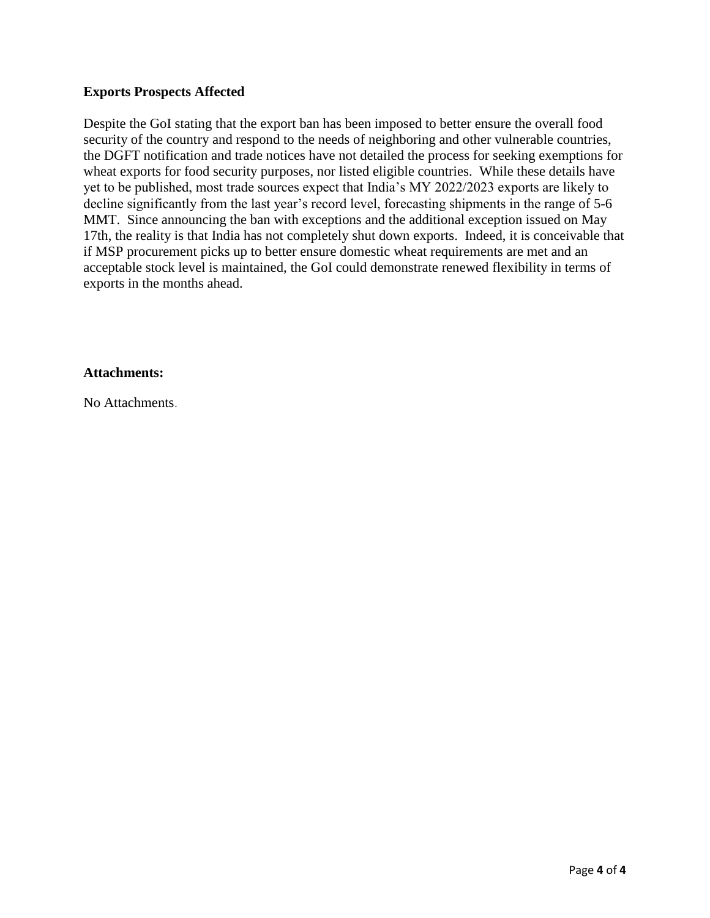**Exports Prospects Affected**

Despite the GoI stating that the export ban has been imposed to better ensure the overall food security of the country and respond to the needs of neighboring and other vulnerable countries, the DGFT notification and trade notices have not detailed the process for seeking exemptions for wheat exports for food security purposes, nor listed eligible countries. While these details have yet to be published, most trade sources expect that India's MY 2022/2023 exports are likely to decline significantly from the last year's record level, forecasting shipments in the range of 5-6 MMT. Since announcing the ban with exceptions and the additional exception issued on May 17th, the reality is that India has not completely shut down exports. Indeed, it is conceivable that if MSP procurement picks up to better ensure domestic wheat requirements are met and an acceptable stock level is maintained, the GoI could demonstrate renewed flexibility in terms of exports in the months ahead.

**Attachments:**

No Attachments.